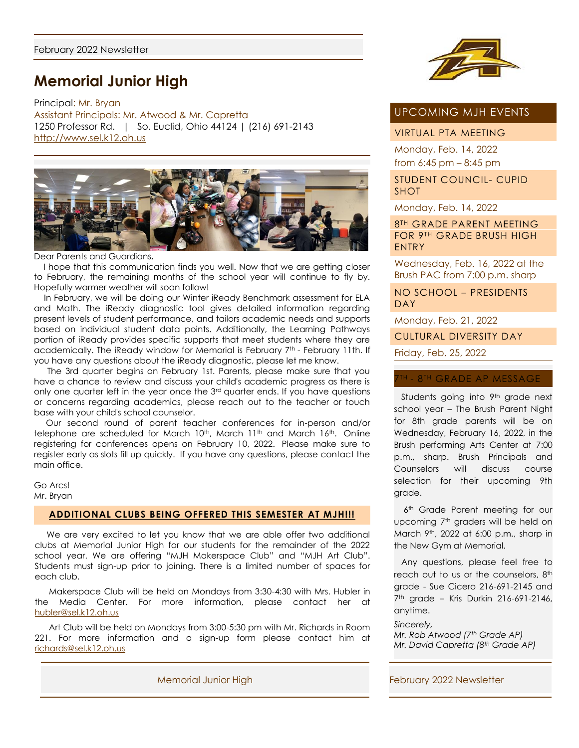February 2022 Newsletter

# Memorial Junior High

Principal: Mr. Bryan
Assistant Principals: Mr. Atwood & Mr. Capretta
1250 Professor Rd. | So. Euclid, Ohio 44124 | (216) 691-2143
http://www.sel.k12.oh.us

Dear Parents and Guardians,

I hope that this communication finds you well. Now that we are getting closer to February, the remaining months of the school year will continue to fly by. Hopefully warmer weather will soon follow!

In February, we will be doing our Winter iReady Benchmark assessment for ELA and Math. The iReady diagnostic tool gives detailed information regarding present levels of student performance, and tailors academic needs and supports based on individual student data points. Additionally, the Learning Pathways portion of iReady provides specific supports that meet students where they are academically. The iReady window for Memorial is February 7th - February 11th. If you have any questions about the iReady diagnostic, please let me know.

The 3rd quarter begins on February 1st. Parents, please make sure that you have a chance to review and discuss your child's academic progress as there is only one quarter left in the year once the 3rd quarter ends. If you have questions or concerns regarding academics, please reach out to the teacher or touch base with your child's school counselor.

Our second round of parent teacher conferences for in-person and/or telephone are scheduled for March 10th, March 11th and March 16th. Online registering for conferences opens on February 10, 2022. Please make sure to register early as slots fill up quickly. If you have any questions, please contact the main office.

Go Arcs!
Mr. Bryan

## ADDITIONAL CLUBS BEING OFFERED THIS SEMESTER AT MJH!!!

We are very excited to let you know that we are able offer two additional clubs at Memorial Junior High for our students for the remainder of the 2022 school year. We are offering "MJH Makerspace Club" and "MJH Art Club". Students must sign-up prior to joining. There is a limited number of spaces for each club.

Makerspace Club will be held on Mondays from 3:30-4:30 with Mrs. Hubler in the Media Center. For more information, please contact her at hubler@sel.k12.oh.us

Art Club will be held on Mondays from 3:00-5:30 pm with Mr. Richards in Room 221. For more information and a sign-up form please contact him at richards@sel.k12.oh.us

## UPCOMING MJH EVENTS

**VIRTUAL PTA MEETING**
Monday, Feb. 14, 2022
from 6:45 pm – 8:45 pm

**STUDENT COUNCIL- CUPID SHOT**
Monday, Feb. 14, 2022

**8TH GRADE PARENT MEETING FOR 9TH GRADE BRUSH HIGH ENTRY**
Wednesday, Feb. 16, 2022 at the Brush PAC from 7:00 p.m. sharp

**NO SCHOOL – PRESIDENTS DAY**
Monday, Feb. 21, 2022

**CULTURAL DIVERSITY DAY**
Friday, Feb. 25, 2022

## 7TH - 8TH GRADE AP MESSAGE

Students going into 9th grade next school year – The Brush Parent Night for 8th grade parents will be on Wednesday, February 16, 2022, in the Brush performing Arts Center at 7:00 p.m., sharp. Brush Principals and Counselors will discuss course selection for their upcoming 9th grade.

6th Grade Parent meeting for our upcoming 7th graders will be held on March 9th, 2022 at 6:00 p.m., sharp in the New Gym at Memorial.

Any questions, please feel free to reach out to us or the counselors, 8th grade - Sue Cicero 216-691-2145 and 7th grade – Kris Durkin 216-691-2146, anytime.

*Sincerely,*
*Mr. Rob Atwood (7th Grade AP)*
*Mr. David Capretta (8th Grade AP)*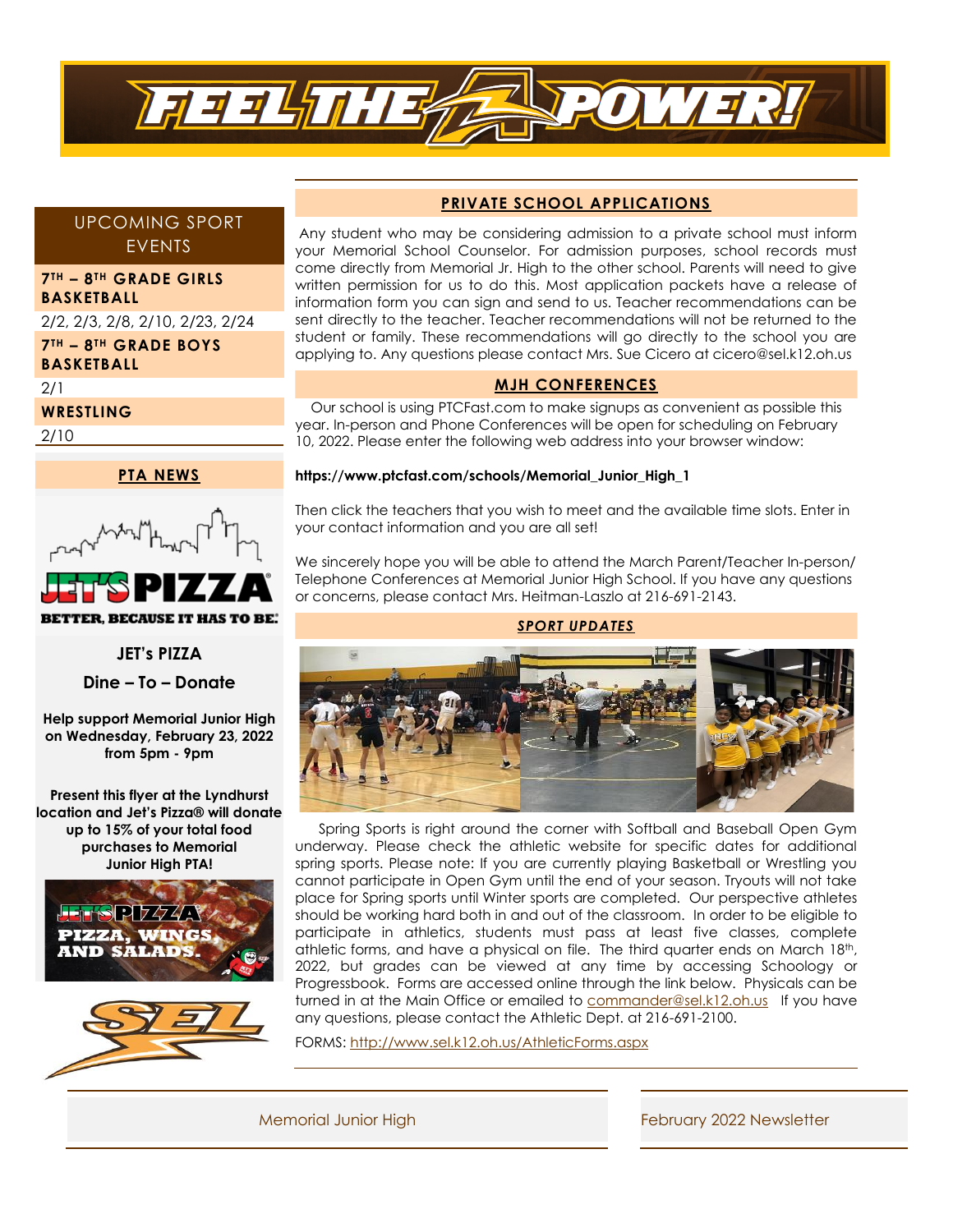# FEEL THE POWER!

## UPCOMING SPORT EVENTS

**7TH – 8TH GRADE GIRLS BASKETBALL**

2/2, 2/3, 2/8, 2/10, 2/23, 2/24

**7TH – 8TH GRADE BOYS BASKETBALL**

2/1

**WRESTLING**

2/10

## PTA NEWS

JET'S PIZZA

BETTER, BECAUSE IT HAS TO BE.

**JET's PIZZA**

**Dine – To – Donate**

**Help support Memorial Junior High on Wednesday, February 23, 2022 from 5pm - 9pm**

**Present this flyer at the Lyndhurst location and Jet's Pizza® will donate up to 15% of your total food purchases to Memorial Junior High PTA!**

JET'S PIZZA PIZZA, WINGS, AND SALADS.

SEL

## PRIVATE SCHOOL APPLICATIONS

Any student who may be considering admission to a private school must inform your Memorial School Counselor. For admission purposes, school records must come directly from Memorial Jr. High to the other school. Parents will need to give written permission for us to do this. Most application packets have a release of information form you can sign and send to us. Teacher recommendations can be sent directly to the teacher. Teacher recommendations will not be returned to the student or family. These recommendations will go directly to the school you are applying to. Any questions please contact Mrs. Sue Cicero at cicero@sel.k12.oh.us

## MJH CONFERENCES

Our school is using PTCFast.com to make signups as convenient as possible this year. In-person and Phone Conferences will be open for scheduling on February 10, 2022. Please enter the following web address into your browser window:

**https://www.ptcfast.com/schools/Memorial_Junior_High_1**

Then click the teachers that you wish to meet and the available time slots. Enter in your contact information and you are all set!

We sincerely hope you will be able to attend the March Parent/Teacher In-person/ Telephone Conferences at Memorial Junior High School. If you have any questions or concerns, please contact Mrs. Heitman-Laszlo at 216-691-2143.

## *SPORT UPDATES*

Spring Sports is right around the corner with Softball and Baseball Open Gym underway. Please check the athletic website for specific dates for additional spring sports. Please note: If you are currently playing Basketball or Wrestling you cannot participate in Open Gym until the end of your season. Tryouts will not take place for Spring sports until Winter sports are completed. Our perspective athletes should be working hard both in and out of the classroom. In order to be eligible to participate in athletics, students must pass at least five classes, complete athletic forms, and have a physical on file. The third quarter ends on March 18th, 2022, but grades can be viewed at any time by accessing Schoology or Progressbook. Forms are accessed online through the link below. Physicals can be turned in at the Main Office or emailed to commander@sel.k12.oh.us If you have any questions, please contact the Athletic Dept. at 216-691-2100.

FORMS: http://www.sel.k12.oh.us/AthleticForms.aspx